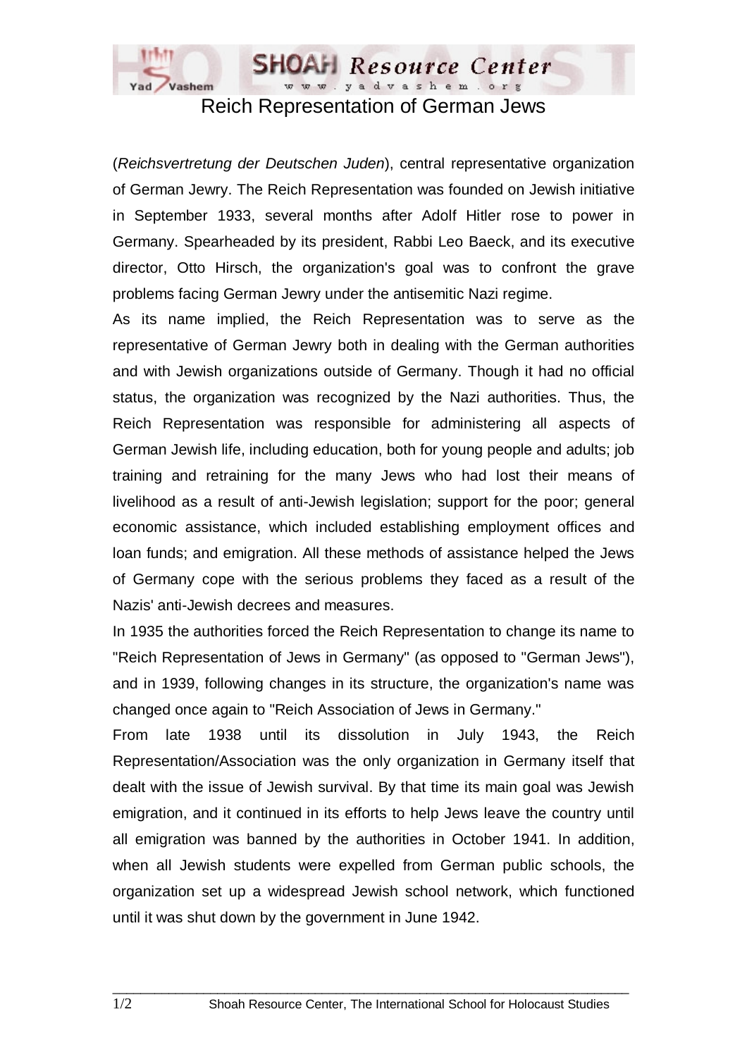# Reich Representation of German Jews

(*Reichsvertretung der Deutschen Juden*), central representative organization of German Jewry. The Reich Representation was founded on Jewish initiative in September 1933, several months after Adolf Hitler rose to power in Germany. Spearheaded by its president, Rabbi Leo Baeck, and its executive director, Otto Hirsch, the organization's goal was to confront the grave problems facing German Jewry under the antisemitic Nazi regime.

As its name implied, the Reich Representation was to serve as the representative of German Jewry both in dealing with the German authorities and with Jewish organizations outside of Germany. Though it had no official status, the organization was recognized by the Nazi authorities. Thus, the Reich Representation was responsible for administering all aspects of German Jewish life, including education, both for young people and adults; job training and retraining for the many Jews who had lost their means of livelihood as a result of anti-Jewish legislation; support for the poor; general economic assistance, which included establishing employment offices and loan funds; and emigration. All these methods of assistance helped the Jews of Germany cope with the serious problems they faced as a result of the Nazis' anti-Jewish decrees and measures.

In 1935 the authorities forced the Reich Representation to change its name to "Reich Representation of Jews in Germany" (as opposed to "German Jews"), and in 1939, following changes in its structure, the organization's name was changed once again to "Reich Association of Jews in Germany."

From late 1938 until its dissolution in July 1943, the Reich Representation/Association was the only organization in Germany itself that dealt with the issue of Jewish survival. By that time its main goal was Jewish emigration, and it continued in its efforts to help Jews leave the country until all emigration was banned by the authorities in October 1941. In addition, when all Jewish students were expelled from German public schools, the organization set up a widespread Jewish school network, which functioned until it was shut down by the government in June 1942.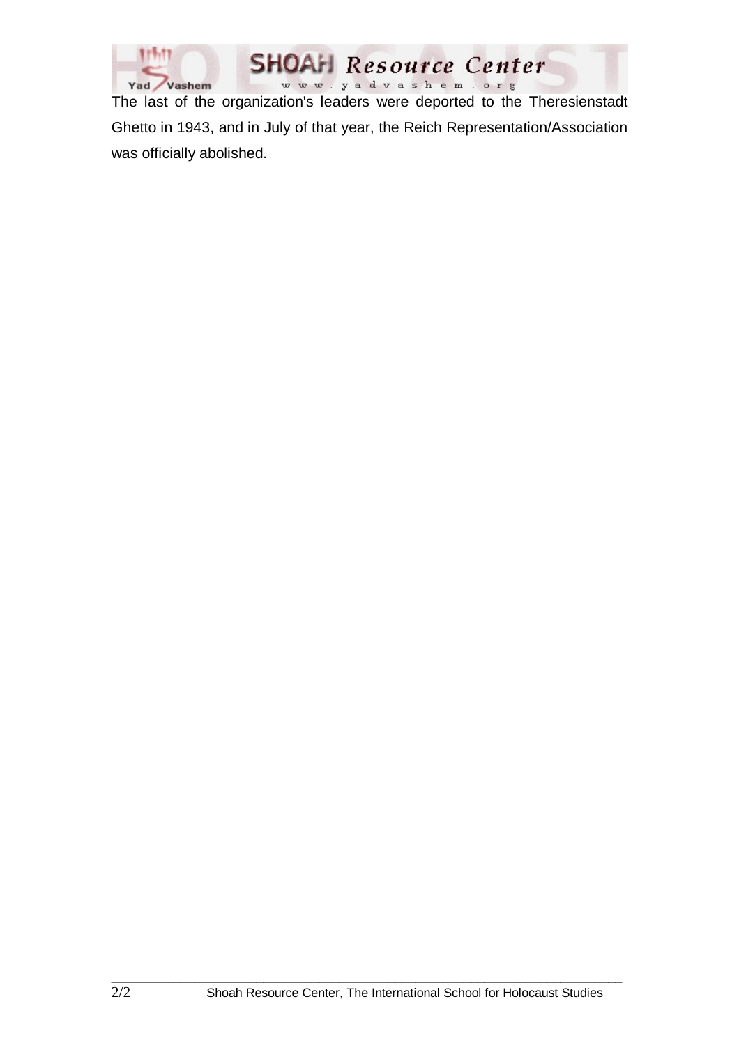The last of the organization's leaders were deported to the Theresienstadt Ghetto in 1943, and in July of that year, the Reich Representation/Association was officially abolished.